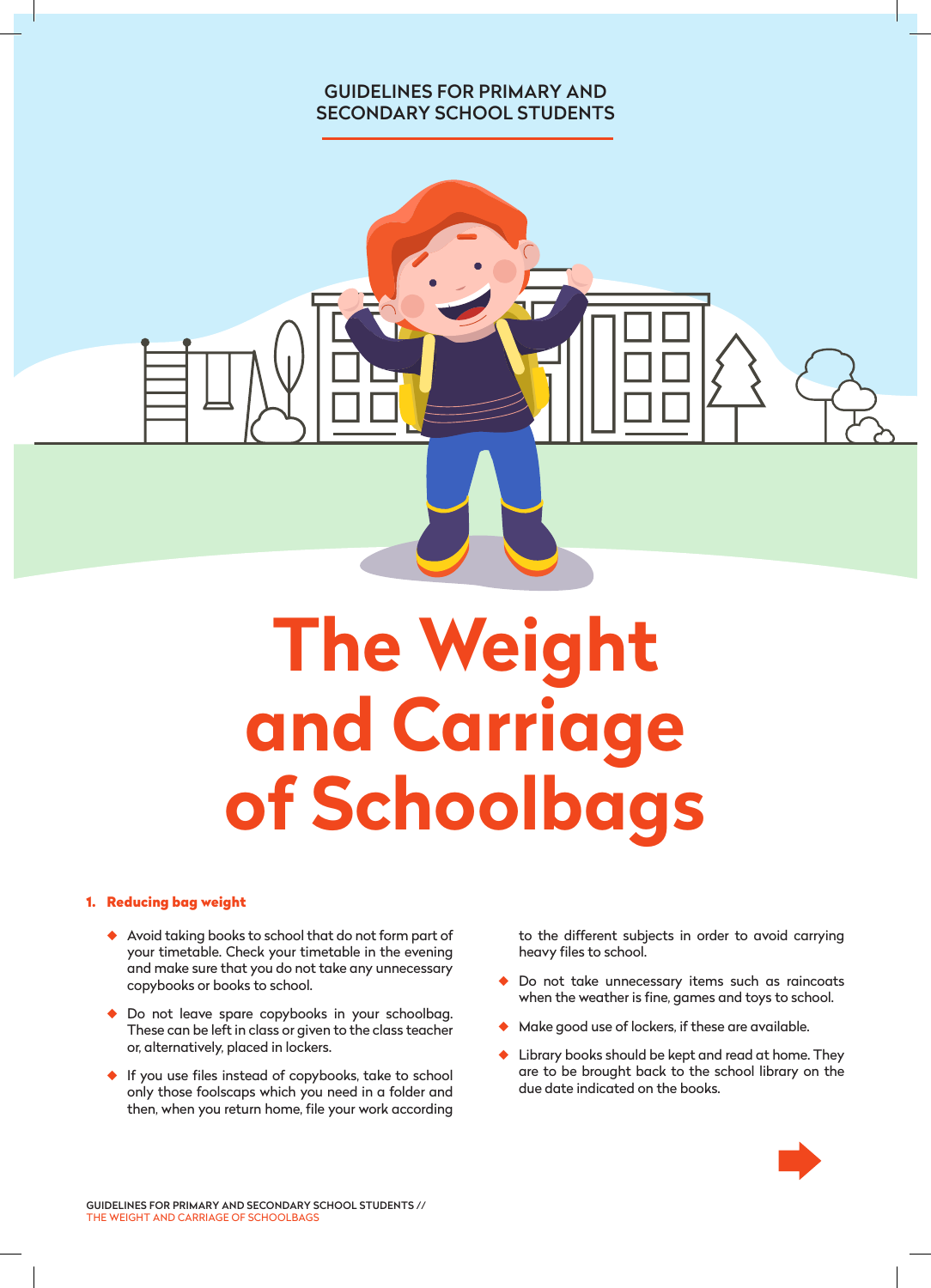GUIDELINES FOR PRIMARY AND SECONDARY SCHOOL STUDENTS

# The Weight and Carriage of Schoolbags

## 1. Reducing bag weight

- Avoid taking books to school that do not form part of your timetable. Check your timetable in the evening and make sure that you do not take any unnecessary copybooks or books to school.
- Do not leave spare copybooks in your schoolbag. These can be left in class or given to the class teacher or, alternatively, placed in lockers.
- If you use files instead of copybooks, take to school only those foolscaps which you need in a folder and then, when you return home, file your work according to the different subjects in order to avoid carrying heavy files to school.
- Do not take unnecessary items such as raincoats when the weather is fine, games and toys to school.
- Make good use of lockers, if these are available.
- Library books should be kept and read at home. They are to be brought back to the school library on the due date indicated on the books.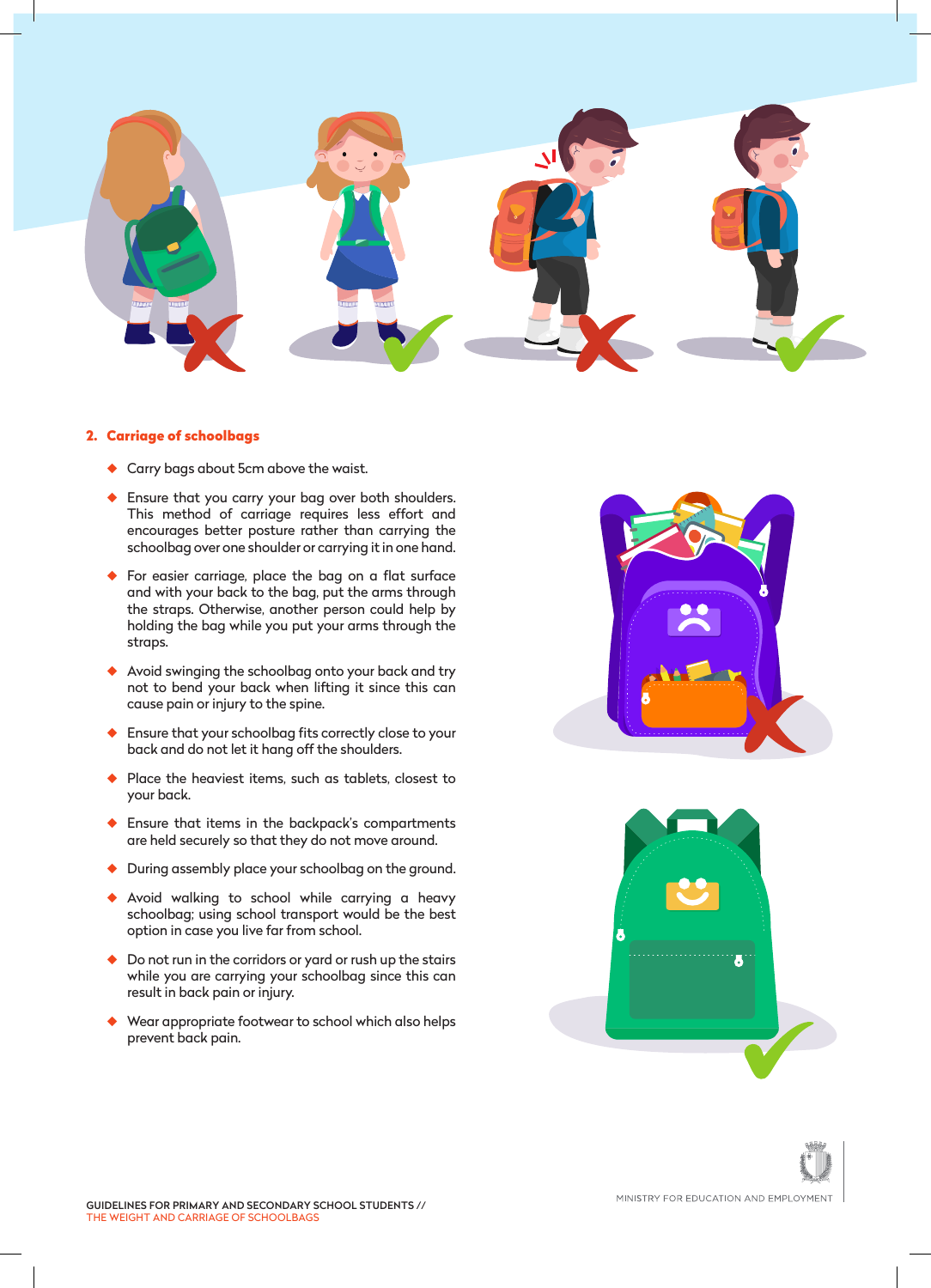## 2. Carriage of schoolbags

- Carry bags about 5cm above the waist.
- Ensure that you carry your bag over both shoulders. This method of carriage requires less effort and encourages better posture rather than carrying the schoolbag over one shoulder or carrying it in one hand.
- For easier carriage, place the bag on a flat surface and with your back to the bag, put the arms through the straps. Otherwise, another person could help by holding the bag while you put your arms through the straps.
- Avoid swinging the schoolbag onto your back and try not to bend your back when lifting it since this can cause pain or injury to the spine.
- Ensure that your schoolbag fits correctly close to your back and do not let it hang off the shoulders.
- Place the heaviest items, such as tablets, closest to your back.
- Ensure that items in the backpack's compartments are held securely so that they do not move around.
- During assembly place your schoolbag on the ground.
- Avoid walking to school while carrying a heavy schoolbag; using school transport would be the best option in case you live far from school.
- Do not run in the corridors or yard or rush up the stairs while you are carrying your schoolbag since this can result in back pain or injury.
- Wear appropriate footwear to school which also helps prevent back pain.